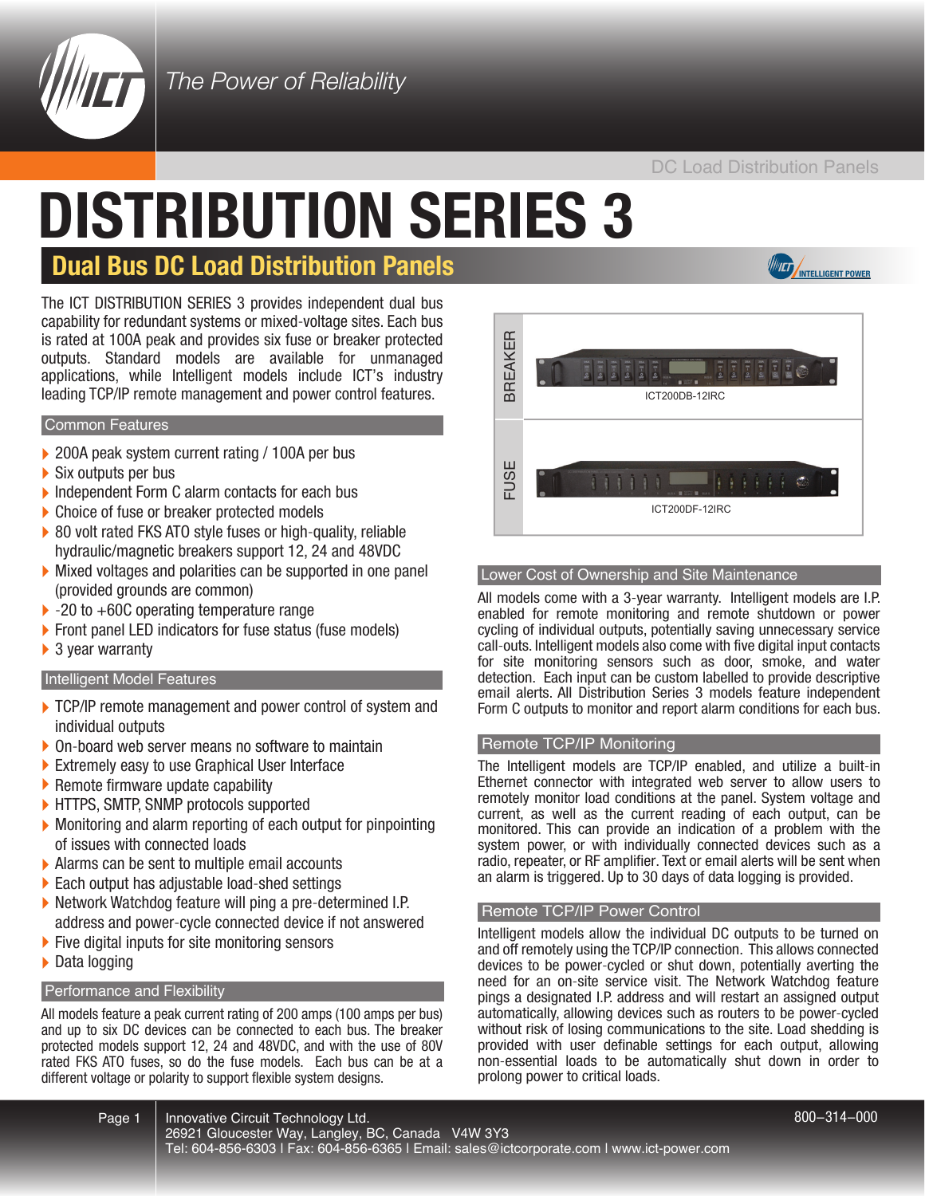The Power of Reliability

DC Load Distribution Panels

# DISTRIBUTION SERIES 3

## Dual Bus DC Load Distribution Panels

The ICT DISTRIBUTION SERIES 3 provides independent dual bus capability for redundant systems or mixed-voltage sites. Each bus is rated at 100A peak and provides six fuse or breaker protected outputs. Standard models are available for unmanaged applications, while Intelligent models include ICT's industry leading TCP/IP remote management and power control features.

### Common Features

- 200A peak system current rating / 100A per bus
- Six outputs per bus
- Independent Form C alarm contacts for each bus
- Choice of fuse or breaker protected models
- 80 volt rated FKS ATO style fuses or high-quality, reliable hydraulic/magnetic breakers support 12, 24 and 48VDC
- Mixed voltages and polarities can be supported in one panel (provided grounds are common)
- -20 to +60C operating temperature range
- Front panel LED indicators for fuse status (fuse models)
- 3 year warranty

### Intelligent Model Features

- TCP/IP remote management and power control of system and individual outputs
- On-board web server means no software to maintain
- Extremely easy to use Graphical User Interface
- Remote firmware update capability
- HTTPS, SMTP, SNMP protocols supported
- Monitoring and alarm reporting of each output for pinpointing of issues with connected loads
- Alarms can be sent to multiple email accounts
- Each output has adjustable load-shed settings
- Network Watchdog feature will ping a pre-determined I.P. address and power-cycle connected device if not answered
- Five digital inputs for site monitoring sensors
- Data logging

### Performance and Flexibility

All models feature a peak current rating of 200 amps (100 amps per bus) and up to six DC devices can be connected to each bus. The breaker protected models support 12, 24 and 48VDC, and with the use of 80V rated FKS ATO fuses, so do the fuse models. Each bus can be at a different voltage or polarity to support flexible system designs.

BREAKER

ICT200DB-12IRC

FUSE

ICT200DF-12IRC

### Lower Cost of Ownership and Site Maintenance

All models come with a 3-year warranty. Intelligent models are I.P. enabled for remote monitoring and remote shutdown or power cycling of individual outputs, potentially saving unnecessary service call-outs. Intelligent models also come with five digital input contacts for site monitoring sensors such as door, smoke, and water detection. Each input can be custom labelled to provide descriptive email alerts. All Distribution Series 3 models feature independent Form C outputs to monitor and report alarm conditions for each bus.

### Remote TCP/IP Monitoring

The Intelligent models are TCP/IP enabled, and utilize a built-in Ethernet connector with integrated web server to allow users to remotely monitor load conditions at the panel. System voltage and current, as well as the current reading of each output, can be monitored. This can provide an indication of a problem with the system power, or with individually connected devices such as a radio, repeater, or RF amplifier. Text or email alerts will be sent when an alarm is triggered. Up to 30 days of data logging is provided.

### Remote TCP/IP Power Control

Intelligent models allow the individual DC outputs to be turned on and off remotely using the TCP/IP connection. This allows connected devices to be power-cycled or shut down, potentially averting the need for an on-site service visit. The Network Watchdog feature pings a designated I.P. address and will restart an assigned output automatically, allowing devices such as routers to be power-cycled without risk of losing communications to the site. Load shedding is provided with user definable settings for each output, allowing non-essential loads to be automatically shut down in order to prolong power to critical loads.

Innovative Circuit Technology Ltd.
26921 Gloucester Way, Langley, BC, Canada V4W 3Y3
Tel: 604-856-6303 | Fax: 604-856-6365 | Email: sales@ictcorporate.com | www.ict-power.com

800–314–000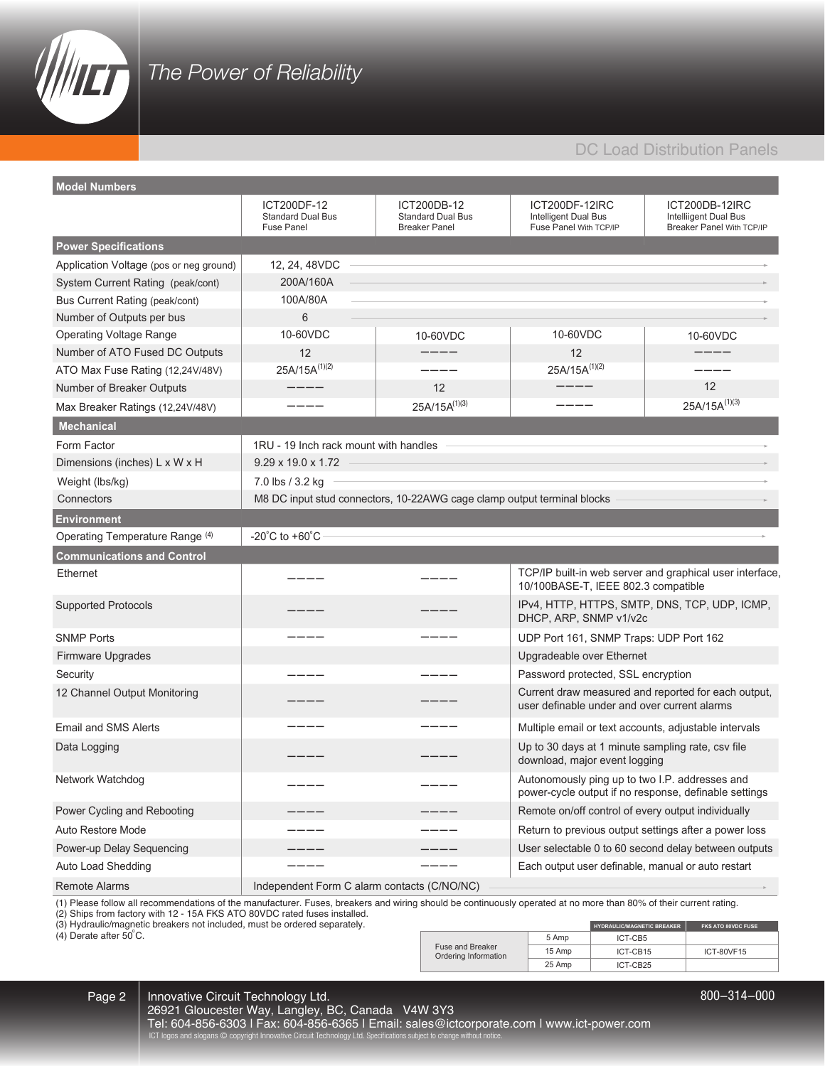## DC Load Distribution Panels

| Model Numbers | ICT200DF-12 Standard Dual Bus Fuse Panel | ICT200DB-12 Standard Dual Bus Breaker Panel | ICT200DF-12IRC Intelligent Dual Bus Fuse Panel With TCP/IP | ICT200DB-12IRC Intelliigent Dual Bus Breaker Panel With TCP/IP |
|---|---|---|---|---|
| **Power Specifications** | | | | |
| Application Voltage (pos or neg ground) | 12, 24, 48VDC | → | → | → |
| System Current Rating (peak/cont) | 200A/160A | → | → | → |
| Bus Current Rating (peak/cont) | 100A/80A | → | → | → |
| Number of Outputs per bus | 6 | → | → | → |
| Operating Voltage Range | 10-60VDC | 10-60VDC | 10-60VDC | 10-60VDC |
| Number of ATO Fused DC Outputs | 12 | ---- | 12 | ---- |
| ATO Max Fuse Rating (12,24V/48V) | 25A/15A(1)(2) | ---- | 25A/15A(1)(2) | ---- |
| Number of Breaker Outputs | ---- | 12 | ---- | 12 |
| Max Breaker Ratings (12,24V/48V) | ---- | 25A/15A(1)(3) | ---- | 25A/15A(1)(3) |
| **Mechanical** | | | | |
| Form Factor | 1RU - 19 Inch rack mount with handles | → | → | → |
| Dimensions (inches) L x W x H | 9.29 x 19.0 x 1.72 | → | → | → |
| Weight (lbs/kg) | 7.0 lbs / 3.2 kg | → | → | → |
| Connectors | M8 DC input stud connectors, 10-22AWG cage clamp output terminal blocks | → | → | → |
| **Environment** | | | | |
| Operating Temperature Range (4) | -20°C to +60°C | → | → | → |
| **Communications and Control** | | | | |
| Ethernet | ---- | ---- | TCP/IP built-in web server and graphical user interface, 10/100BASE-T, IEEE 802.3 compatible | |
| Supported Protocols | ---- | ---- | IPv4, HTTP, HTTPS, SMTP, DNS, TCP, UDP, ICMP, DHCP, ARP, SNMP v1/v2c | |
| SNMP Ports | ---- | ---- | UDP Port 161, SNMP Traps: UDP Port 162 | |
| Firmware Upgrades | | | Upgradeable over Ethernet | |
| Security | ---- | ---- | Password protected, SSL encryption | |
| 12 Channel Output Monitoring | ---- | ---- | Current draw measured and reported for each output, user definable under and over current alarms | |
| Email and SMS Alerts | ---- | ---- | Multiple email or text accounts, adjustable intervals | |
| Data Logging | ---- | ---- | Up to 30 days at 1 minute sampling rate, csv file download, major event logging | |
| Network Watchdog | ---- | ---- | Autonomously ping up to two I.P. addresses and power-cycle output if no response, definable settings | |
| Power Cycling and Rebooting | ---- | ---- | Remote on/off control of every output individually | |
| Auto Restore Mode | ---- | ---- | Return to previous output settings after a power loss | |
| Power-up Delay Sequencing | ---- | ---- | User selectable 0 to 60 second delay between outputs | |
| Auto Load Shedding | ---- | ---- | Each output user definable, manual or auto restart | |
| Remote Alarms | Independent Form C alarm contacts (C/NO/NC) | → | → | → |

(1) Please follow all recommendations of the manufacturer. Fuses, breakers and wiring should be continuously operated at no more than 80% of their current rating.
(2) Ships from factory with 12 - 15A FKS ATO 80VDC rated fuses installed.
(3) Hydraulic/magnetic breakers not included, must be ordered separately.
(4) Derate after 50°C.

| | | HYDRAULIC/MAGNETIC BREAKER | FKS ATO 80VDC FUSE |
|---|---|---|---|
| Fuse and Breaker Ordering Information | 5 Amp | ICT-CB5 | |
| | 15 Amp | ICT-CB15 | ICT-80VF15 |
| | 25 Amp | ICT-CB25 | |

Innovative Circuit Technology Ltd.
26921 Gloucester Way, Langley, BC, Canada V4W 3Y3
Tel: 604-856-6303 | Fax: 604-856-6365 | Email: sales@ictcorporate.com | www.ict-power.com
ICT logos and slogans © copyright Innovative Circuit Technology Ltd. Specifications subject to change without notice.

800–314–000